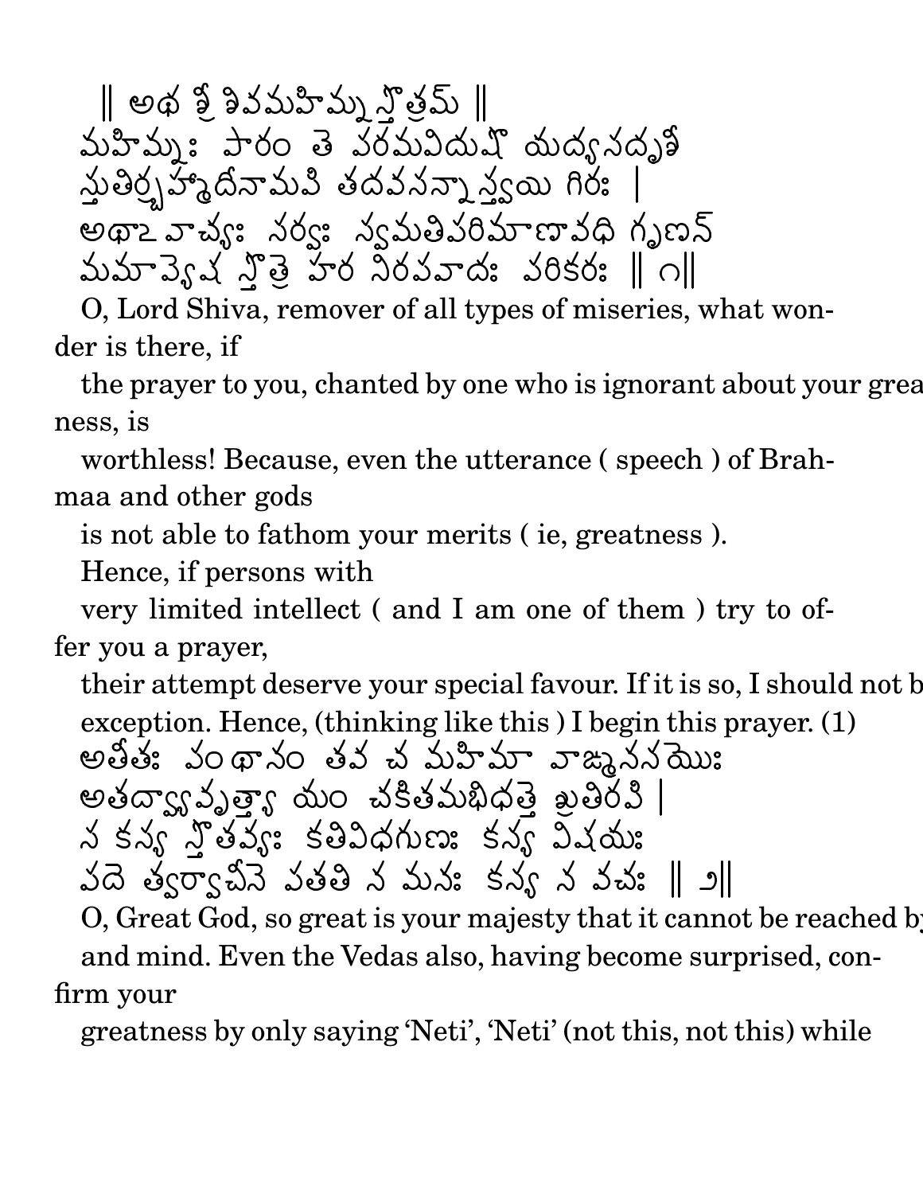॥ అథ శ్రీ శివమహిమ్న స్తోత్రమ్ ॥

మహిమ్నః పారం తే పరమవిదుషో యద్యసదృశీ
స్తుతిర్బ్రహ్మాదీనామపి తదవసన్నాస్త్వయి గిరః ।
అథాఽవాచ్యః సర్వః స్వమతిపరిమాణావధి గృణన్
మమాప్యేష స్తోత్రే హర నిరపవాదః పరికరః ॥ ౧॥

O, Lord Shiva, remover of all types of miseries, what wonder is there, if
the prayer to you, chanted by one who is ignorant about your greatness, is
worthless! Because, even the utterance ( speech ) of Brahmaa and other gods
is not able to fathom your merits ( ie, greatness ).
Hence, if persons with
very limited intellect ( and I am one of them ) try to offer you a prayer,
their attempt deserve your special favour. If it is so, I should not be an
exception. Hence, (thinking like this ) I begin this prayer. (1)

అతీతః పంథానం తవ చ మహిమా వాఙ్మనసయోః
అతద్వ్యావృత్త్యా యం చకితమభిధత్తే శ్రుతిరపి ।
స కస్య స్తోతవ్యః కతివిధగుణః కస్య విషయః
పదే త్వర్వాచీనే పతతి న మనః కస్య న వచః ॥ ౨॥

O, Great God, so great is your majesty that it cannot be reached by speech
and mind. Even the Vedas also, having become surprised, confirm your
greatness by only saying 'Neti', 'Neti' (not this, not this) while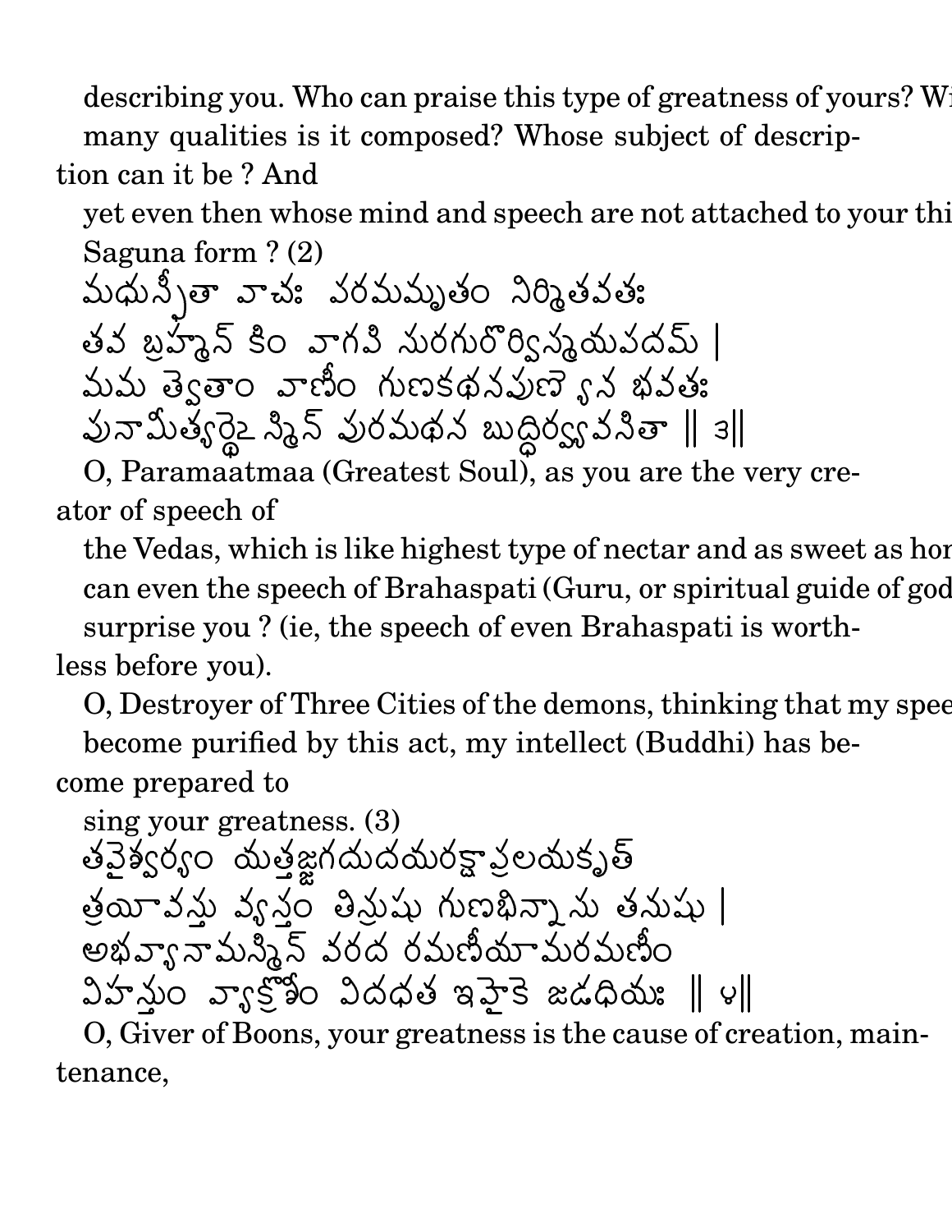describing you. Who can praise this type of greatness of yours? Wi
many qualities is it composed? Whose subject of description can it be ? And
yet even then whose mind and speech are not attached to your thi
Saguna form ? (2)

మధుస్ఫీతా వాచః వరమమృతం నిర్మితవతః
తవ బ్రహ్మన్ కిం వాగపి సురగురోర్విస్మయపదమ్ |
మమ త్వేతాం వాణీం గుణకథనపుణ్యేన భవతః
పునామీత్యర్థే౽స్మిన్ పురమథన బుద్ధిర్వ్యవసితా || ౩||

O, Paramaatmaa (Greatest Soul), as you are the very creator of speech of
the Vedas, which is like highest type of nectar and as sweet as hor
can even the speech of Brahaspati (Guru, or spiritual guide of god
surprise you ? (ie, the speech of even Brahaspati is worthless before you).

O, Destroyer of Three Cities of the demons, thinking that my spee
become purified by this act, my intellect (Buddhi) has become prepared to
sing your greatness. (3)

తవైశ్వర్యం యత్తజ్జగదుదయరక్షాప్రలయకృత్
త్రయీవస్తు వ్యస్తం తిస్రుషు గుణభిన్నాసు తనుషు |
అభవ్యానామస్మిన్ వరద రమణీయామరమణీం
విహన్తుం వ్యాక్రోశీం విదధత ఇహైకే జడధియః || ౪||

O, Giver of Boons, your greatness is the cause of creation, maintenance,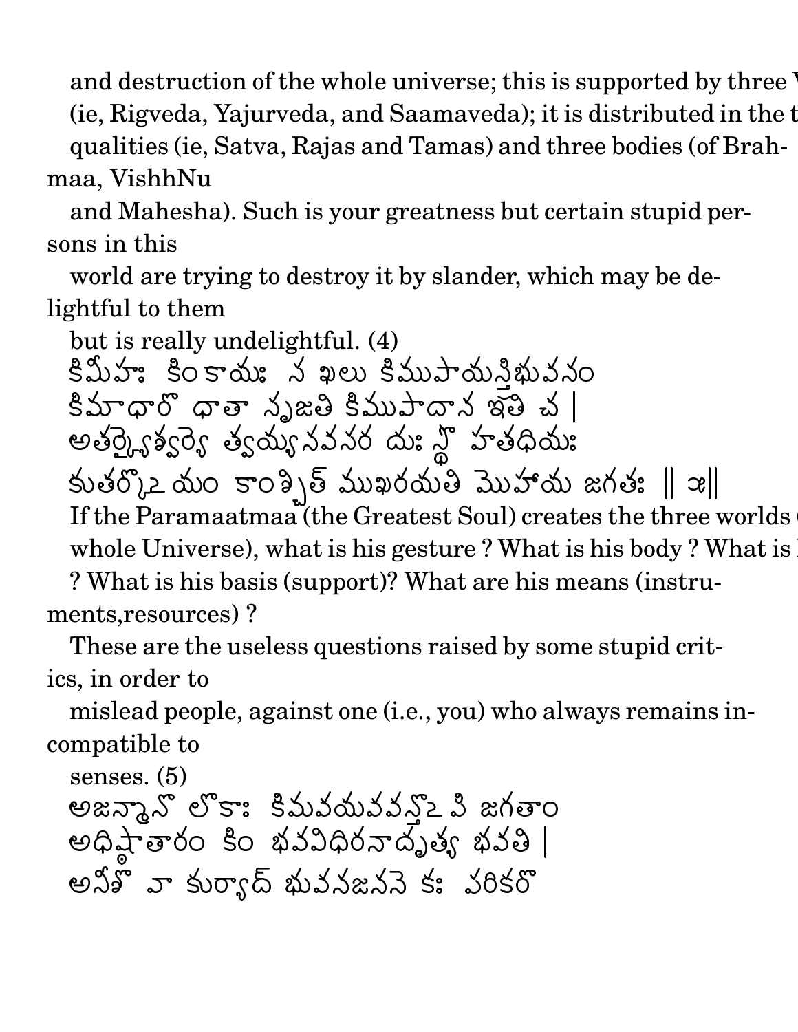and destruction of the whole universe; this is supported by three V
(ie, Rigveda, Yajurveda, and Saamaveda); it is distributed in the t
qualities (ie, Satva, Rajas and Tamas) and three bodies (of Brahmaa, VishhNu
and Mahesha). Such is your greatness but certain stupid persons in this
world are trying to destroy it by slander, which may be delightful to them
but is really undelightful. (4)

కిమీహః కింకాయః స ఖలు కిముపాయస్త్రిభువనం
కిమాధారో ధాతా సృజతి కిముపాదాన ఇతి చ |
అతర్క్యైశ్వర్యే త్వయ్యనవసర దుఃస్థో హతధియః
కుతర్కోఽయం కాంశ్చిత్ ముఖరయతి మోహాయ జగతః || ౫||

If the Paramaatmaa (the Greatest Soul) creates the three worlds (
whole Universe), what is his gesture ? What is his body ? What is h
? What is his basis (support)? What are his means (instruments,resources) ?
These are the useless questions raised by some stupid critics, in order to
mislead people, against one (i.e., you) who always remains incompatible to
senses. (5)

అజన్మానో లోకాః కిమవయవవన్తోఽపి జగతాం
అధిష్ఠాతారం కిం భవవిధిరనాదృత్య భవతి |
అనీశో వా కుర్యాద్ భువనజననె కః పరికరో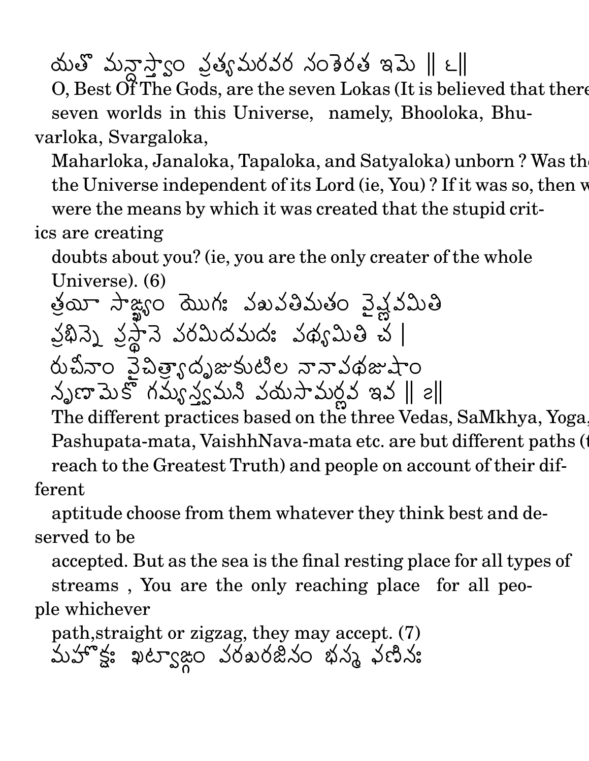యతొ మన్దాస్త్వాం ప్రత్యమరవర నంశెరత ఇమె || ౬||

O, Best Of The Gods, are the seven Lokas (It is believed that there seven worlds in this Universe, namely, Bhooloka, Bhuvarloka, Svargaloka,

Maharloka, Janaloka, Tapaloka, and Satyaloka) unborn ? Was the the Universe independent of its Lord (ie, You) ? If it was so, then w were the means by which it was created that the stupid critics are creating

doubts about you? (ie, you are the only creater of the whole Universe). (6)

త్రయీ సాఙ్ఖ్యం యొగః పశుపతిమతం వైష్ణవమితి
ప్రభిన్నె ప్రస్థానె పరమిదమదః పథ్యమితి చ |
రుచీనాం వైచిత్ర్యాదృజుకుటిల నానాపథజుషాం
నృణామెకొ గమ్యస్త్వమసి పయసామర్ణవ ఇవ || ౭||

The different practices based on the three Vedas, SaMkhya, Yoga, Pashupata-mata, VaishhNava-mata etc. are but different paths (t reach to the Greatest Truth) and people on account of their different

aptitude choose from them whatever they think best and deserved to be

accepted. But as the sea is the final resting place for all types of streams , You are the only reaching place for all people whichever

path,straight or zigzag, they may accept. (7)

మహొక్షః ఖట్వాఙ్గం పరశురజినం భస్మ ఫణినః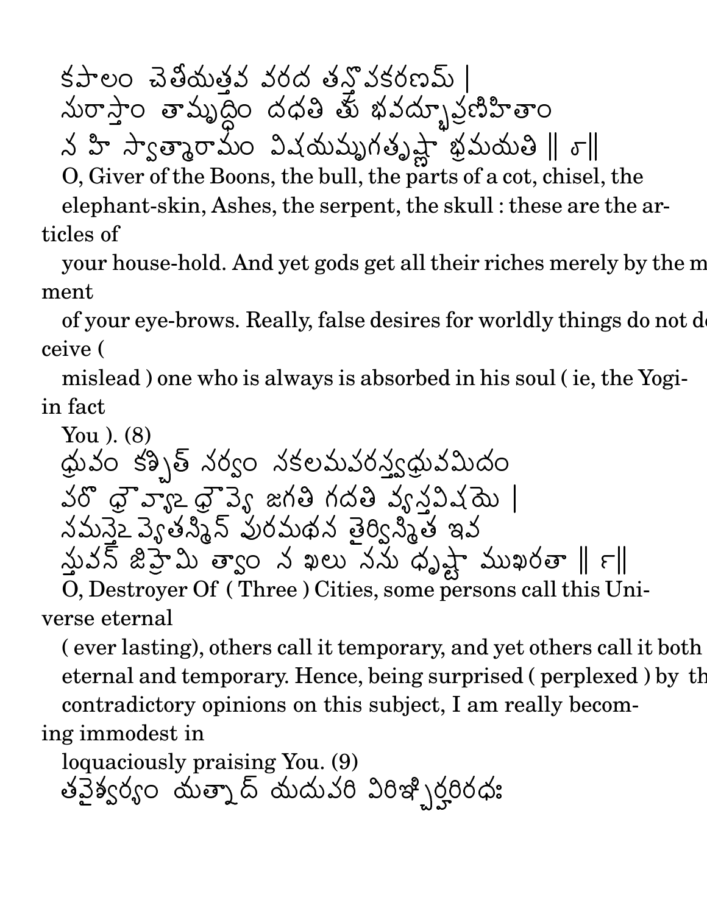కపాలం చేతీయత్తవ వరద తన్త్రోపకరణమ్ |
సురాస్తాం తామృద్ధిం దధతి తు భవద్భ్రూప్రణిహితాం
న హి స్వాత్మారామం విషయమృగతృష్ణా భ్రమయతి || ౮||

O, Giver of the Boons, the bull, the parts of a cot, chisel, the elephant-skin, Ashes, the serpent, the skull : these are the articles of your house-hold. And yet gods get all their riches merely by the movement of your eye-brows. Really, false desires for worldly things do not deceive ( mislead ) one who is always is absorbed in his soul ( ie, the Yogi-in fact You ). (8)

ధ్రువం కశ్చిత్ సర్వం సకలమపరస్త్వధ్రువమిదం
పరో ధ్రౌవ్యాఽధ్రౌవ్యే జగతి గదతి వ్యస్తవిషయే |
సమస్తేఽప్యేతస్మిన్ పురమథన తైర్విస్మిత ఇవ
స్తువన్ జిహ్రేమి త్వాం న ఖలు నను ధృష్టా ముఖరతా || ౯||

O, Destroyer Of ( Three ) Cities, some persons call this Universe eternal ( ever lasting), others call it temporary, and yet others call it both eternal and temporary. Hence, being surprised ( perplexed ) by the contradictory opinions on this subject, I am really becoming immodest in loquaciously praising You. (9)

తవైశ్వర్యం యత్నాద్ యదుపరి విరిఞ్చిర్హరిరధః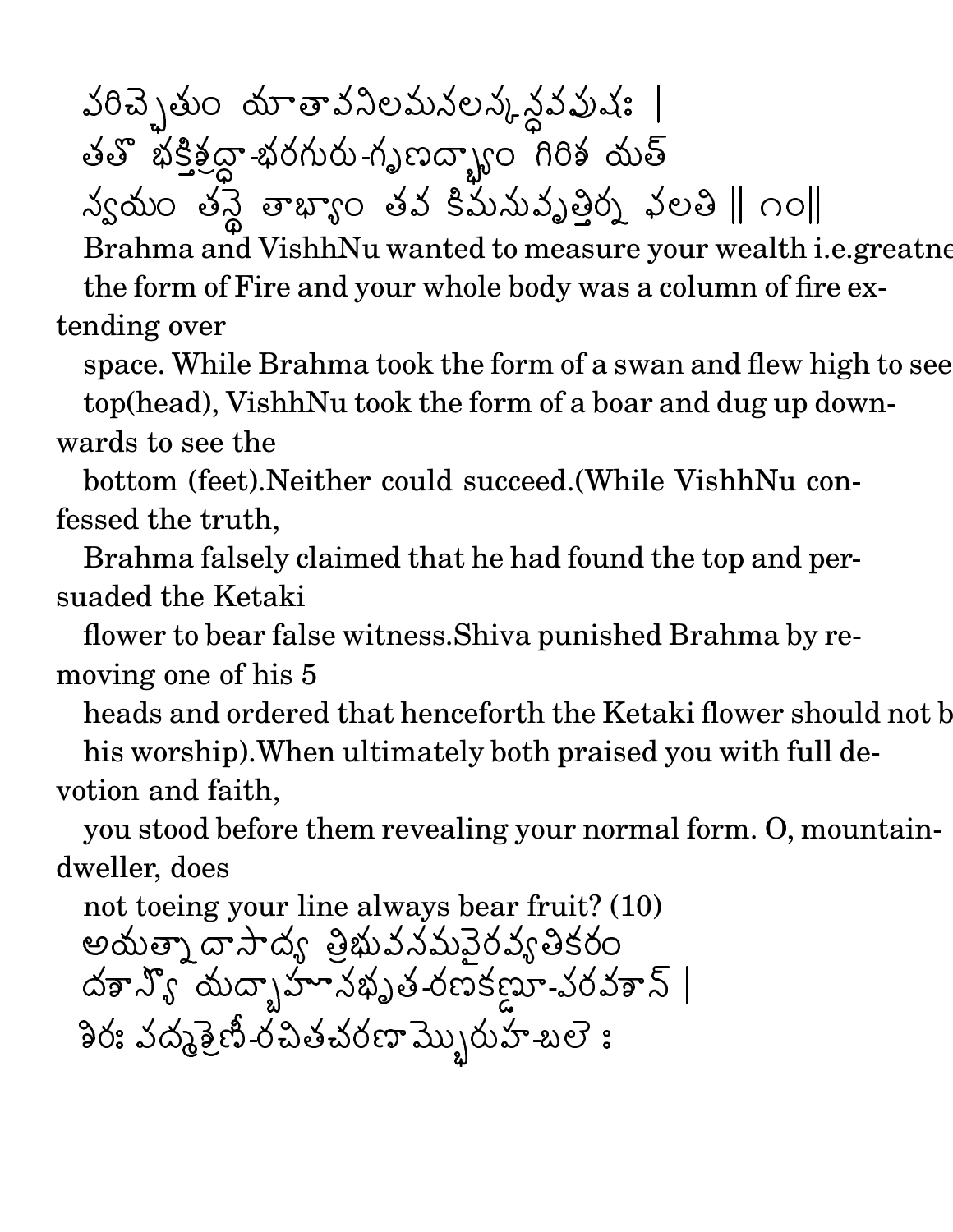పరిచ్చేతుం యాతావనిలమనలస్కన్ధవపుషః |
తతో భక్తిశ్రద్ధా-భరగురు-గృణద్భ్యాం గిరిశ యత్
స్వయం తస్థే తాభ్యాం తవ కిమనువృత్తిర్న ఫలతి ‖ ౧౦‖

Brahma and VishhNu wanted to measure your wealth i.e.greatne
the form of Fire and your whole body was a column of fire extending over
space. While Brahma took the form of a swan and flew high to see
top(head), VishhNu took the form of a boar and dug up downwards to see the
bottom (feet).Neither could succeed.(While VishhNu confessed the truth,
Brahma falsely claimed that he had found the top and persuaded the Ketaki
flower to bear false witness.Shiva punished Brahma by removing one of his 5
heads and ordered that henceforth the Ketaki flower should not b
his worship).When ultimately both praised you with full devotion and faith,
you stood before them revealing your normal form. O, mountain-dweller, does
not toeing your line always bear fruit? (10)

అయత్నాదాసాద్య త్రిభువనమవైరవ్యతికరం
దశాస్యో యద్బాహూనభృత-రణకణ్డూ-పరవశాన్ |
శిరః పద్మశ్రేణీ-రచితచరణామ్భోరుహ-బలేః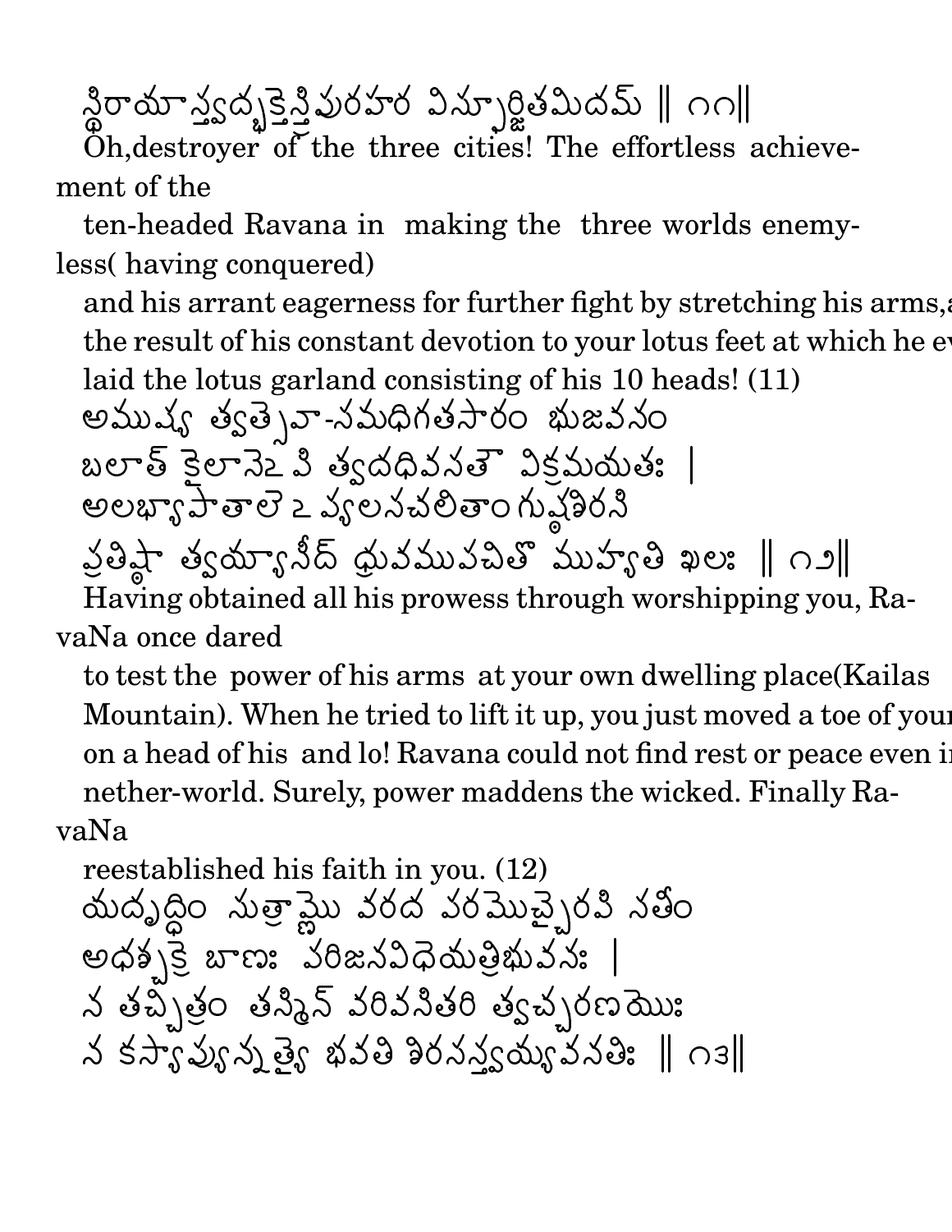న్థిరాయా న్త్వద్భక్తెస్త్రిపురహర విస్ఫూర్జితమిదమ్ ‖ ౧౧‖

Oh,destroyer of the three cities! The effortless achievement of the
ten-headed Ravana in making the three worlds enemyless( having conquered)
and his arrant eagerness for further fight by stretching his arms,a
the result of his constant devotion to your lotus feet at which he ev
laid the lotus garland consisting of his 10 heads! (11)

అముష్య త్వత్సేవా-సమధిగతసారం భుజవనం
బలాత్ కైలాసేఽపి త్వదధివసతౌ విక్రమయతః |
అలభ్యాపాతాలేఽప్యలసచలితాంగుష్ఠశిరసి
ప్రతిష్ఠా త్వయ్యాసీద్ ధ్రువముపచితో ముహ్యతి ఖలః ‖ ౧౨‖

Having obtained all his prowess through worshipping you, RavaNa once dared
to test the power of his arms at your own dwelling place(Kailas
Mountain). When he tried to lift it up, you just moved a toe of your
on a head of his and lo! Ravana could not find rest or peace even in
nether-world. Surely, power maddens the wicked. Finally RavaNa
reestablished his faith in you. (12)

యదృద్ధిం సుత్రామ్ణో వరద పరమోచ్చైరపి సతీం
అధశ్చక్రే బాణః పరిజనవిధేయత్రిభువనః |
న తచ్చిత్రం తస్మిన్ వరివసితరి త్వచ్చరణయోః
న కస్యాప్యున్నత్యై భవతి శిరసస్త్వయ్యవనతిః ‖ ౧౩‖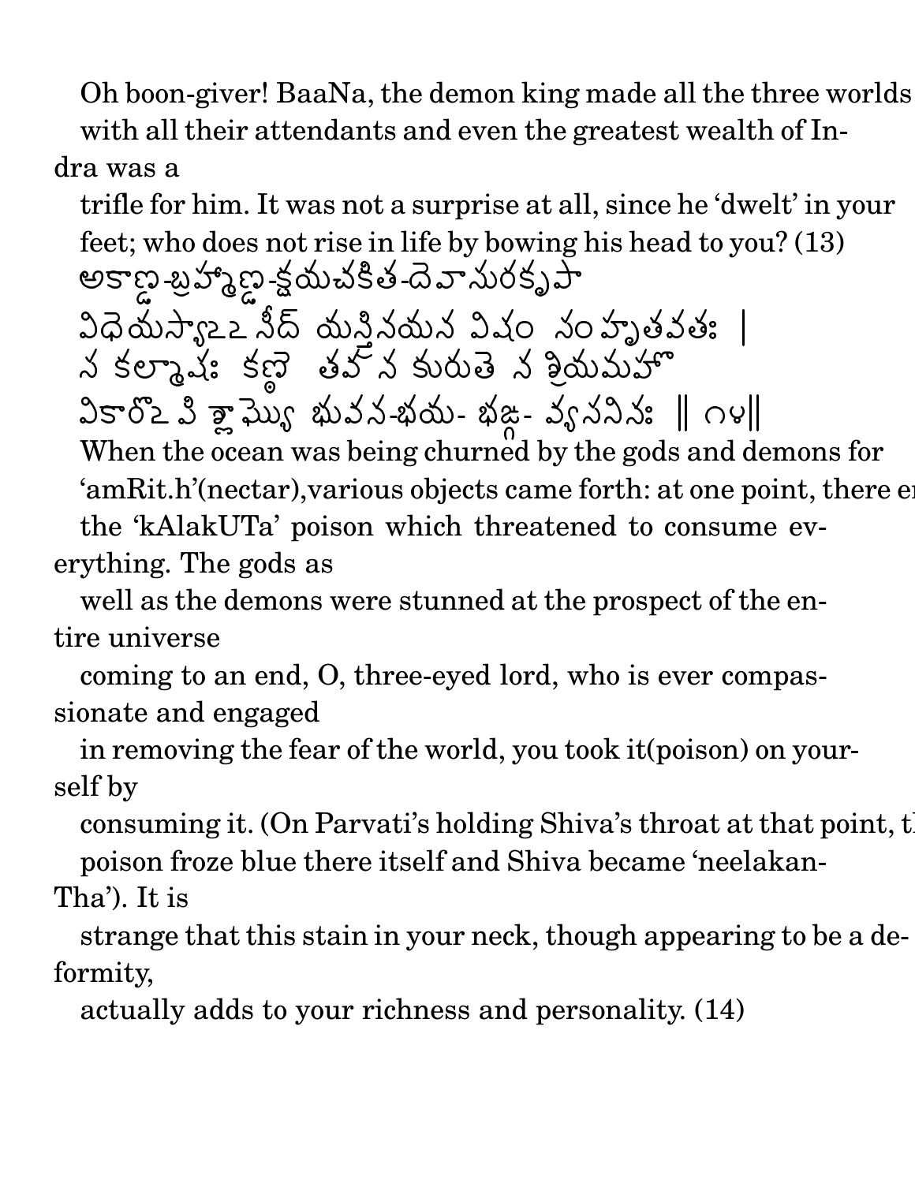Oh boon-giver! BaaNa, the demon king made all the three worlds with all their attendants and even the greatest wealth of Indra was a
trifle for him. It was not a surprise at all, since he 'dwelt' in your feet; who does not rise in life by bowing his head to you? (13)

అకాణ్డ-బ్రహ్మాణ్డ-క్షయచకిత-దెవాసురకృపా
విధెయస్యాఽఽ సీద్ యస్త్రినయన విషం సంహృతవతః |
న కల్మాషః కణ్ఠె తవ న కురుతె న శ్రియమహో
వికారోఽపి శ్లాఘ్యో భువన-భయ- భఙ్గ- వ్యసనినః || ౧౪||

When the ocean was being churned by the gods and demons for 'amRit.h'(nectar),various objects came forth: at one point, there e
the 'kAlakUTa' poison which threatened to consume everything. The gods as
well as the demons were stunned at the prospect of the entire universe
coming to an end, O, three-eyed lord, who is ever compassionate and engaged
in removing the fear of the world, you took it(poison) on yourself by
consuming it. (On Parvati's holding Shiva's throat at that point, t
poison froze blue there itself and Shiva became 'neelakanTha'). It is
strange that this stain in your neck, though appearing to be a deformity,
actually adds to your richness and personality. (14)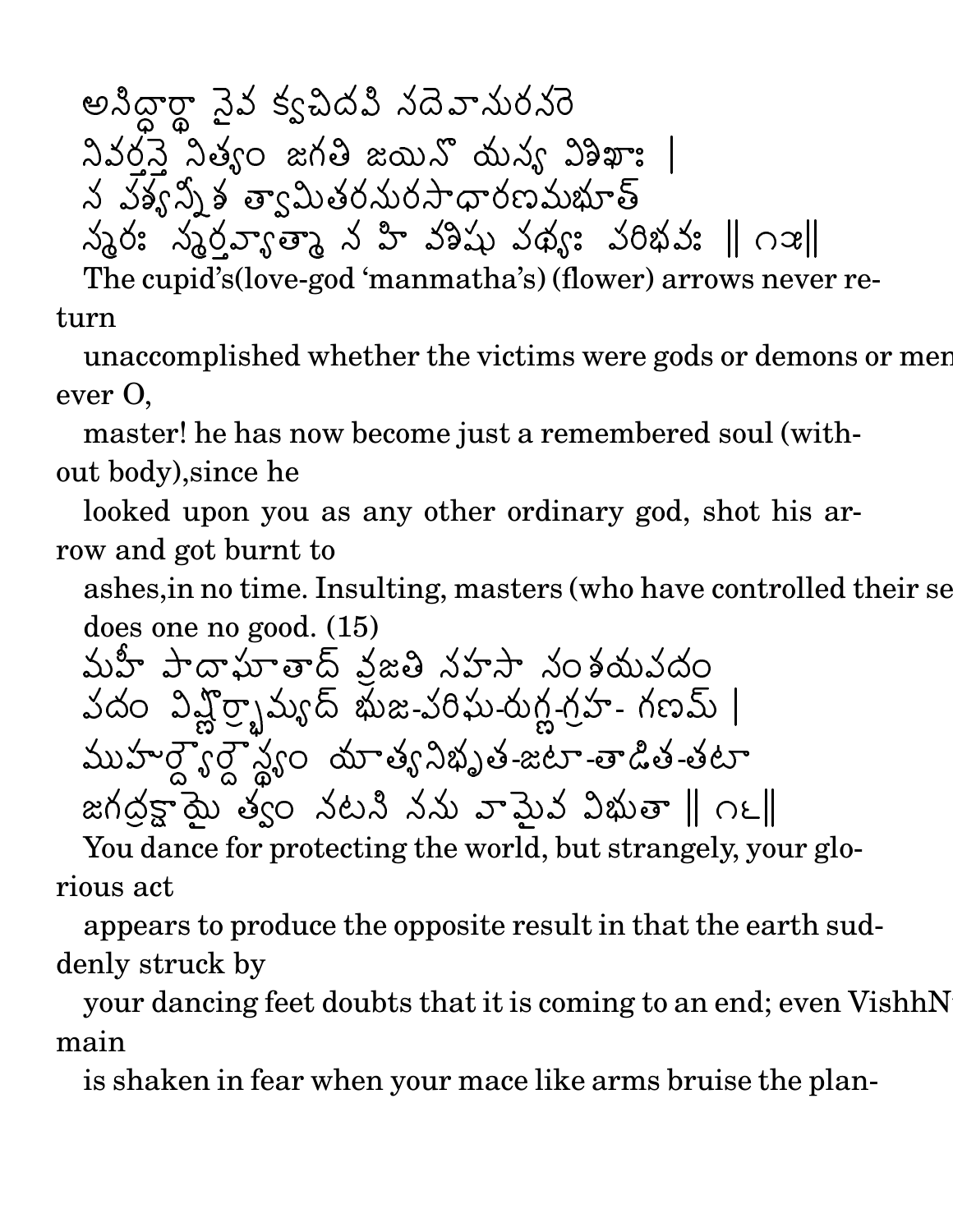అసిద్ధార్థా నైవ క్వచిదపి సదేవాసురనరే
నివర్తన్తే నిత్యం జగతి జయినో యస్య విశిఖాః |
స పశ్యన్నీశ త్వామితరసురసాధారణమభూత్
స్మరః స్మర్తవ్యాత్మా న హి వశిషు పథ్యః పరిభవః || ౧౫||

The cupid's(love-god 'manmatha's) (flower) arrows never return

unaccomplished whether the victims were gods or demons or men ever O,

master! he has now become just a remembered soul (without body),since he

looked upon you as any other ordinary god, shot his arrow and got burnt to

ashes,in no time. Insulting, masters (who have controlled their se does one no good. (15)

మహీ పాదాఘాతాద్ వ్రజతి సహసా సంశయపదం
పదం విష్ణోర్భ్రామ్యద్ భుజ-పరిఘ-రుగ్ణ-గ్రహ- గణమ్ |
ముహుర్ద్యౌర్దౌస్థ్యం యాత్యనిభృత-జటా-తాడిత-తటా
జగద్రక్షాయై త్వం నటసి నను వామైవ విభుతా || ౧౬||

You dance for protecting the world, but strangely, your glorious act

appears to produce the opposite result in that the earth suddenly struck by

your dancing feet doubts that it is coming to an end; even VishhN main

is shaken in fear when your mace like arms bruise the plan-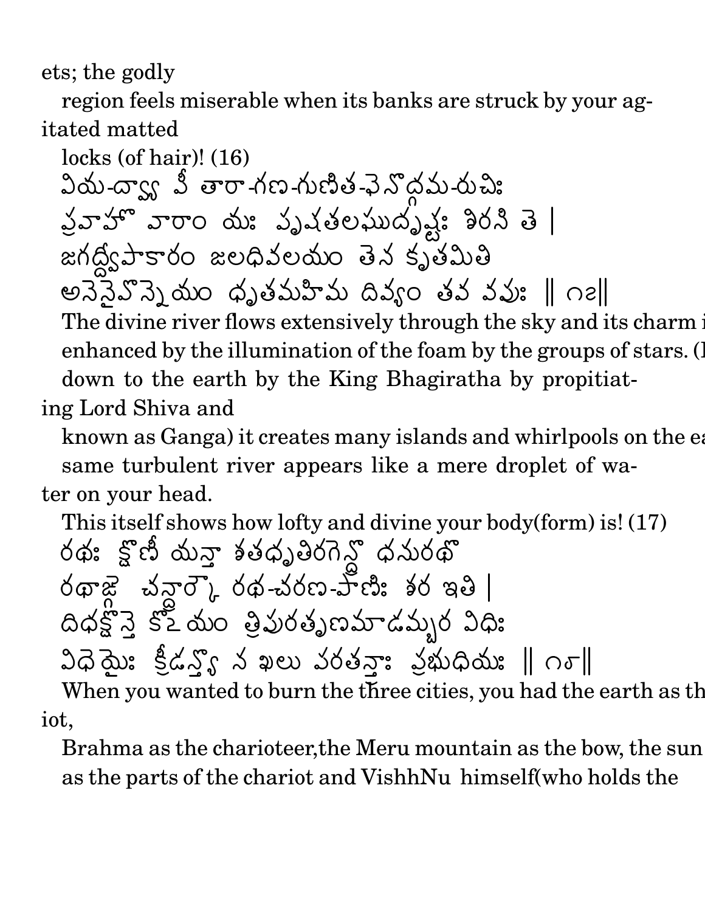ets; the godly

region feels miserable when its banks are struck by your agitated matted

locks (of hair)! (16)

వియ-ద్వ్యా వీ తారా-గణ-గుణిత-ఫెనొద్గమ-రుచిః
ప్రవాహో వారాం యః పృషతలఘుదృష్టః శిరసి తె |
జగద్ద్వీపాకారం జలధివలయం తెన కృతమితి
అనెనైవొన్నెయం ధృతమహిమ దివ్యం తవ వపుః || ౧౭||

The divine river flows extensively through the sky and its charm i enhanced by the illumination of the foam by the groups of stars. (l down to the earth by the King Bhagiratha by propitiating Lord Shiva and

known as Ganga) it creates many islands and whirlpools on the ea same turbulent river appears like a mere droplet of water on your head.

This itself shows how lofty and divine your body(form) is! (17)

రథః క్షొణీ యన్తా శతధృతిరగెన్ద్రొ ధనురథొ
రథాఙ్గె చన్ద్రార్కౌ రథ-చరణ-పాణిః శర ఇతి |
దిధక్షొస్తె కొఽయం త్రిపురతృణమాడమ్బర విధిః
విధెయైః క్రీడన్త్యొ న ఖలు పరతన్త్రాః ప్రభుధియః || ౧౮||

When you wanted to burn the three cities, you had the earth as th iot,

Brahma as the charioteer,the Meru mountain as the bow, the sun as the parts of the chariot and VishhNu himself(who holds the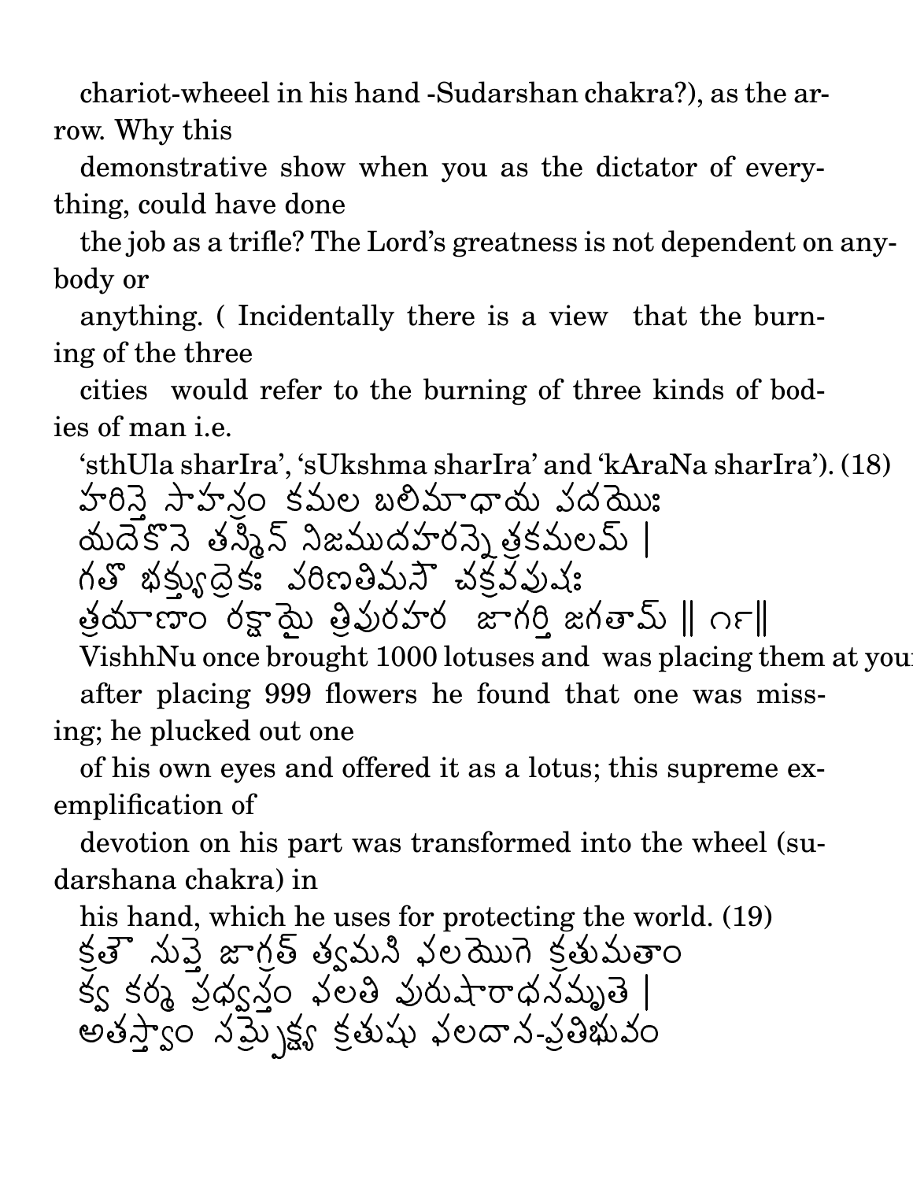chariot-wheeel in his hand -Sudarshan chakra?), as the arrow. Why this
demonstrative show when you as the dictator of everything, could have done
the job as a trifle? The Lord's greatness is not dependent on anybody or
anything. ( Incidentally there is a view that the burning of the three
cities would refer to the burning of three kinds of bodies of man i.e.
'sthUla sharIra', 'sUkshma sharIra' and 'kAraNa sharIra'). (18)

హరిస్తే సాహస్రం కమల బలిమాధాయ పదయోః
యదేకోనే తస్మిన్ నిజముదహరన్నేత్రకమలమ్ |
గతో భక్త్యుద్రేకః పరిణతిమసౌ చక్రవపుషః
త్రయాణాం రక్షాయై త్రిపురహర జాగర్తి జగతామ్ ‖ ౧౯‖

VishhNu once brought 1000 lotuses and was placing them at your
after placing 999 flowers he found that one was missing; he plucked out one
of his own eyes and offered it as a lotus; this supreme exemplification of
devotion on his part was transformed into the wheel (sudarshana chakra) in
his hand, which he uses for protecting the world. (19)

క్రతౌ సుప్తే జాగ్రత్ త్వమసి ఫలయోగే క్రతుమతాం
క్వ కర్మ ప్రధ్వస్తం ఫలతి పురుషారాధనమృతే |
అతస్త్వాం సమ్ప్రేక్ష్య క్రతుషు ఫలదాన-ప్రతిభువం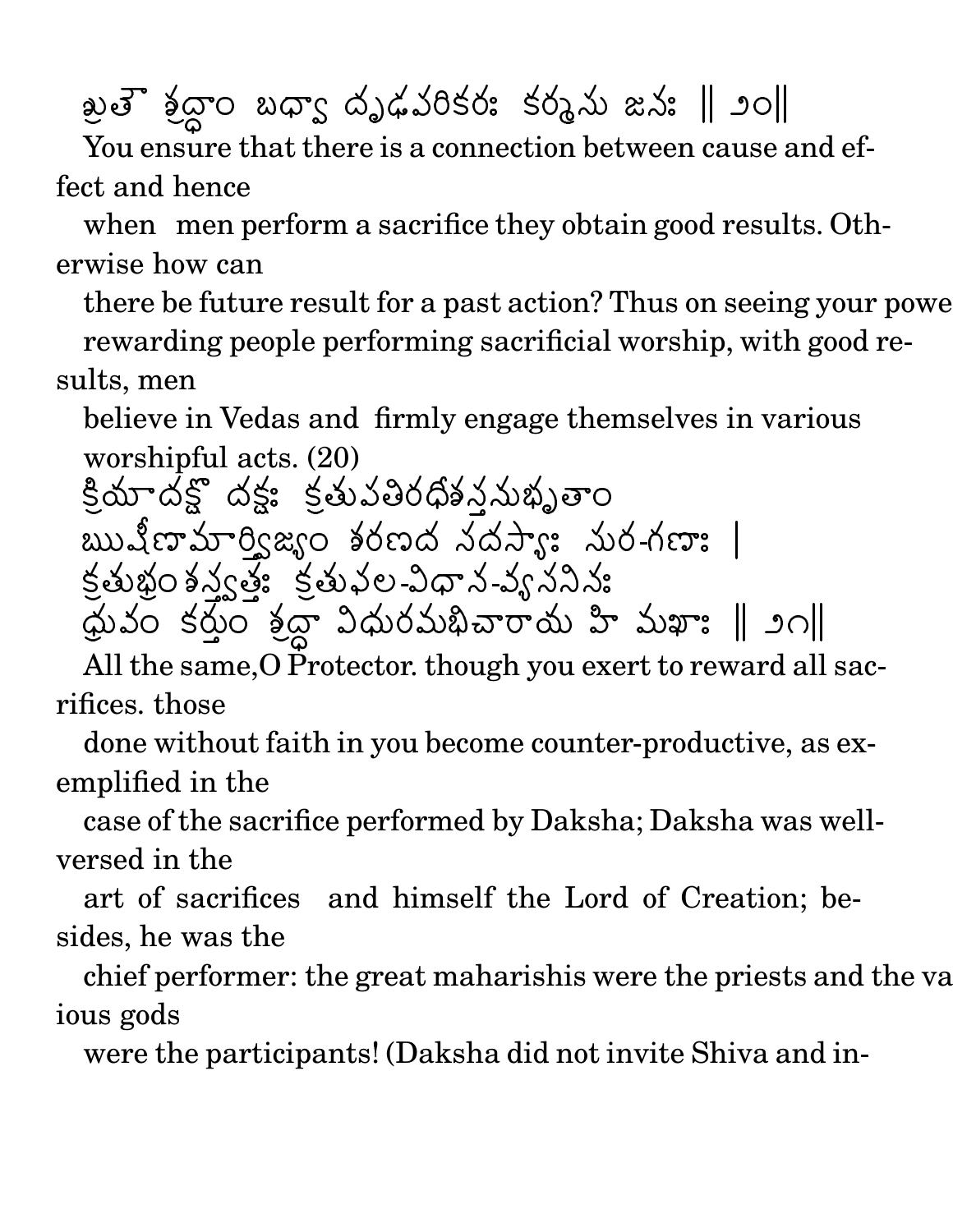ఖ్రుతౌ శ్రద్ధాం బధ్వా దృఢపరికరః కర్మసు జనః ‖ ౨౦‖

You ensure that there is a connection between cause and effect and hence when men perform a sacrifice they obtain good results. Otherwise how can there be future result for a past action? Thus on seeing your powe rewarding people performing sacrificial worship, with good results, men believe in Vedas and firmly engage themselves in various worshipful acts. (20)

క్రియాదక్షో దక్షః క్రతుపతిరధీశస్తనుభృతాం
ఋషీణామార్త్విజ్యం శరణద సదస్యాః సుర-గణాః |
క్రతుభ్రంశస్త్వత్తః క్రతుఫల-విధాన-వ్యసనినః
ధ్రువం కర్తుం శ్రద్ధా విధురమభిచారాయ హి మఖాః ‖ ౨౧‖

All the same,O Protector. though you exert to reward all sacrifices. those done without faith in you become counter-productive, as exemplified in the case of the sacrifice performed by Daksha; Daksha was well-versed in the art of sacrifices and himself the Lord of Creation; besides, he was the chief performer: the great maharishis were the priests and the va ious gods were the participants! (Daksha did not invite Shiva and in-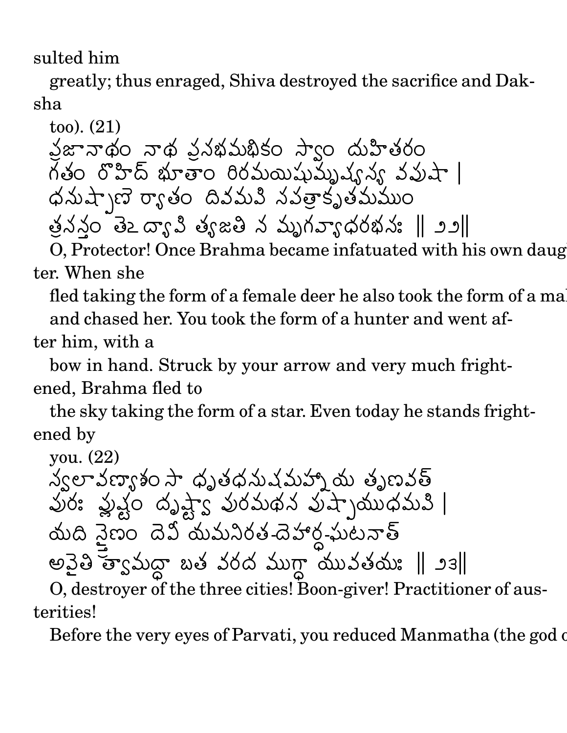sulted him

greatly; thus enraged, Shiva destroyed the sacrifice and Daksha

too). (21)

ప్రజానాథం నాథ ప్రసభమభికం స్వాం దుహితరం
గతం రోహిద్ భూతాం రిరమయిషుమృష్యస్య వపుషా |
ధనుష్పాణె ర్యాతం దివమపి సపత్రాకృతమముం
త్రసన్తం తెఽద్యాపి త్యజతి న మృగవ్యాధరభసః || ౨౨||

O, Protector! Once Brahma became infatuated with his own daughter. When she

fled taking the form of a female deer he also took the form of a mal
and chased her. You took the form of a hunter and went after him, with a

bow in hand. Struck by your arrow and very much frightened, Brahma fled to

the sky taking the form of a star. Even today he stands frightened by

you. (22)

స్వలావణ్యాశం సా ధృతధనుషమహ్నాయ తృణవత్
పురః ప్లుష్టం దృష్ట్వా పురమథన పుష్పాయుధమపి |
యది స్త్రైణం దెవీ యమనిరత-దెహార్ధ-ఘటనాత్
అవైతి త్వామద్ధా బత వరద ముగ్ధా యువతయః || ౨౩||

O, destroyer of the three cities! Boon-giver! Practitioner of austerities!

Before the very eyes of Parvati, you reduced Manmatha (the god o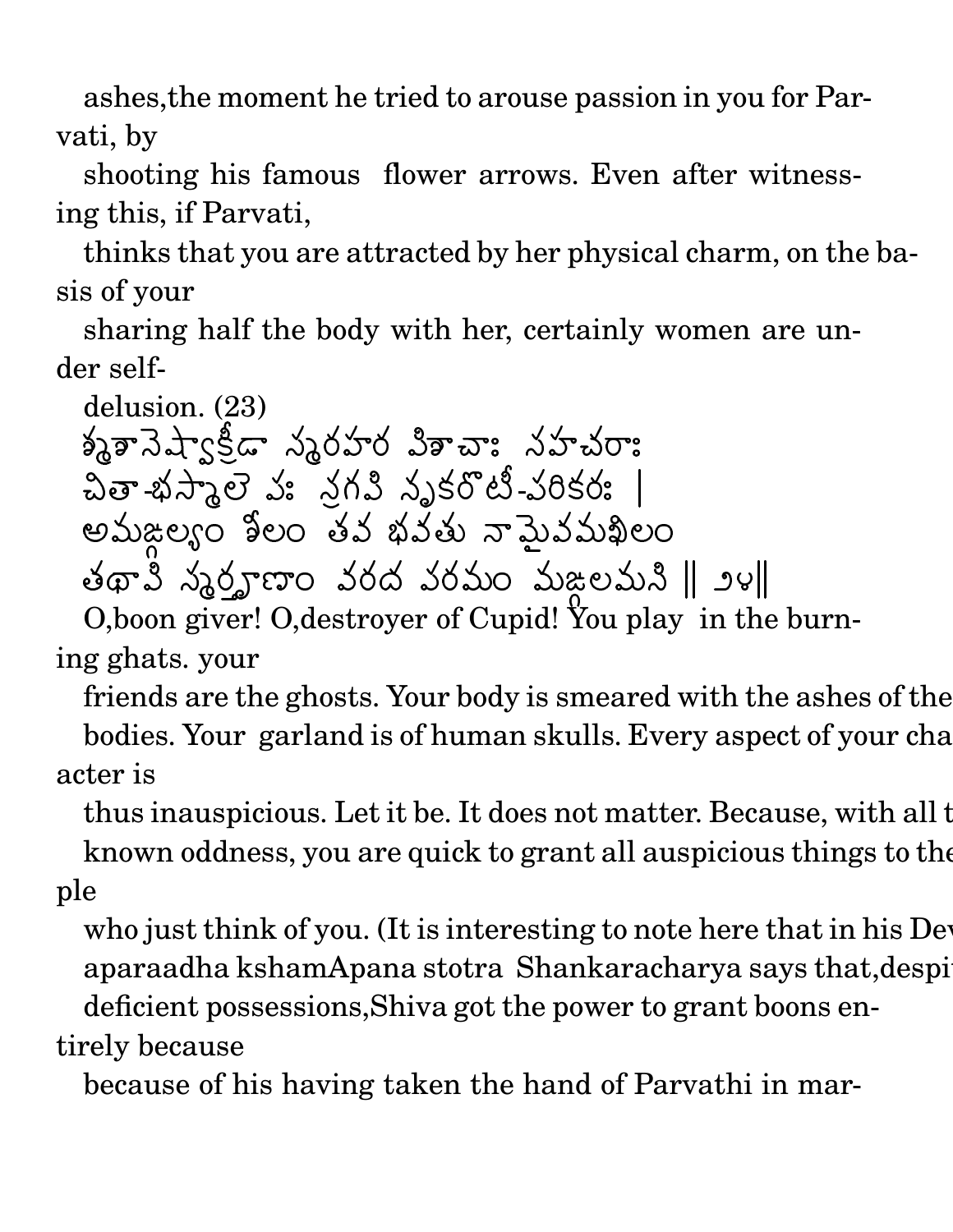ashes,the moment he tried to arouse passion in you for Parvati, by shooting his famous flower arrows. Even after witnessing this, if Parvati, thinks that you are attracted by her physical charm, on the basis of your sharing half the body with her, certainly women are under self-delusion. (23)

శ్మశానేష్వాక్రీడా స్మరహర పిశాచాః సహచరాః
చితా-భస్మాలేపః స్రగపి నృకరోటీ-పరికరః ।
అమఙ్గల్యం శీలం తవ భవతు నామైవమఖిలం
తథాపి స్మర్తృణాం వరద పరమం మఙ్గలమసి ॥ ౨౪॥

O,boon giver! O,destroyer of Cupid! You play in the burning ghats. your friends are the ghosts. Your body is smeared with the ashes of the bodies. Your garland is of human skulls. Every aspect of your character is thus inauspicious. Let it be. It does not matter. Because, with all t known oddness, you are quick to grant all auspicious things to the ple who just think of you. (It is interesting to note here that in his Dev aparaadha kshamApana stotra Shankaracharya says that,despi deficient possessions,Shiva got the power to grant boons entirely because because of his having taken the hand of Parvathi in mar-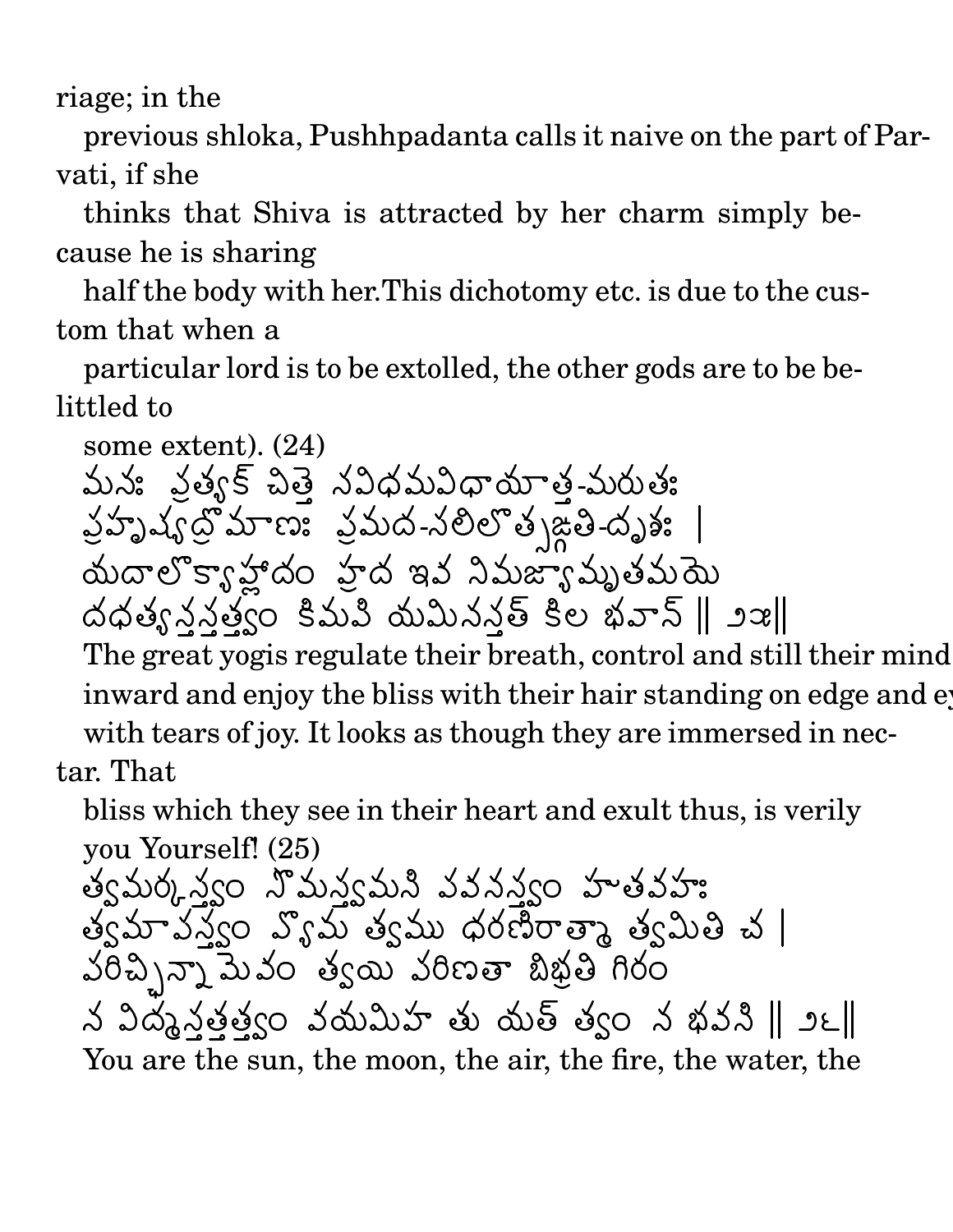riage; in the previous shloka, Pushhpadanta calls it naive on the part of Parvati, if she thinks that Shiva is attracted by her charm simply because he is sharing half the body with her.This dichotomy etc. is due to the custom that when a particular lord is to be extolled, the other gods are to be belittled to some extent). (24)

మనః ప్రత్యక్ చిత్తే సవిధమవిధాయాత్త-మరుతః
ప్రహృష్యద్రోమాణః ప్రమద-సలిలోత్సఙ్గతి-దృశః ।
యదాలోక్యాహ్లాదం హ్రద ఇవ నిమజ్యామృతమయె
దధత్యన్తస్తత్త్వం కిమపి యమినస్తత్ కిల భవాన్ ॥ ౨౫॥

The great yogis regulate their breath, control and still their mind inward and enjoy the bliss with their hair standing on edge and eyes with tears of joy. It looks as though they are immersed in nectar. That bliss which they see in their heart and exult thus, is verily you Yourself! (25)

త్వమర్కస్త్వం సోమస్త్వమసి పవనస్త్వం హుతవహః
త్వమాపస్త్వం వ్యోమ త్వము ధరణిరాత్మా త్వమితి చ ।
పరిచ్ఛిన్నామేవం త్వయి పరిణతా బిభ్రతి గిరం
న విద్మస్తత్తత్త్వం వయమిహ తు యత్ త్వం న భవసి ॥ ౨౬॥

You are the sun, the moon, the air, the fire, the water, the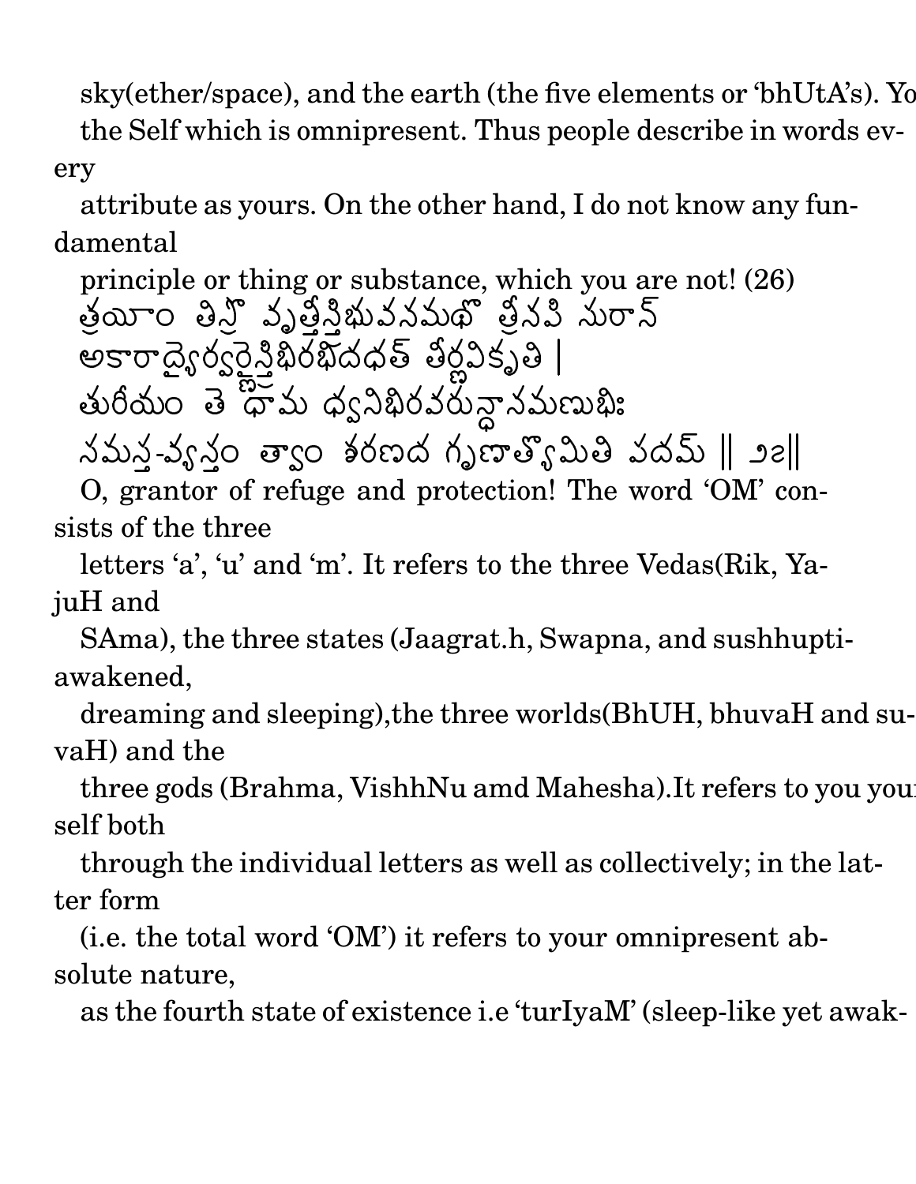sky(ether/space), and the earth (the five elements or 'bhUtA's). Yo
the Self which is omnipresent. Thus people describe in words every
attribute as yours. On the other hand, I do not know any fundamental
principle or thing or substance, which you are not! (26)

త్రయీం తిస్రో వృత్తీస్త్రిభువనమథో త్రీనపి సురాన్
అకారాద్యైర్వర్ణైస్త్రిభిరభిదధత్ తీర్ణవికృతి |
తురీయం తే ధామ ధ్వనిభిరవరున్ధానమణుభిః
సమస్త-వ్యస్తం త్వాం శరణద గృణాత్యోమితి పదమ్ || ౨౭||

O, grantor of refuge and protection! The word 'OM' consists of the three
letters 'a', 'u' and 'm'. It refers to the three Vedas(Rik, YajuH and
SAma), the three states (Jaagrat.h, Swapna, and sushhupti-awakened,
dreaming and sleeping),the three worlds(BhUH, bhuvaH and suvaH) and the
three gods (Brahma, VishhNu amd Mahesha).It refers to you yourself both
through the individual letters as well as collectively; in the latter form
(i.e. the total word 'OM') it refers to your omnipresent absolute nature,
as the fourth state of existence i.e 'turIyaM' (sleep-like yet awak-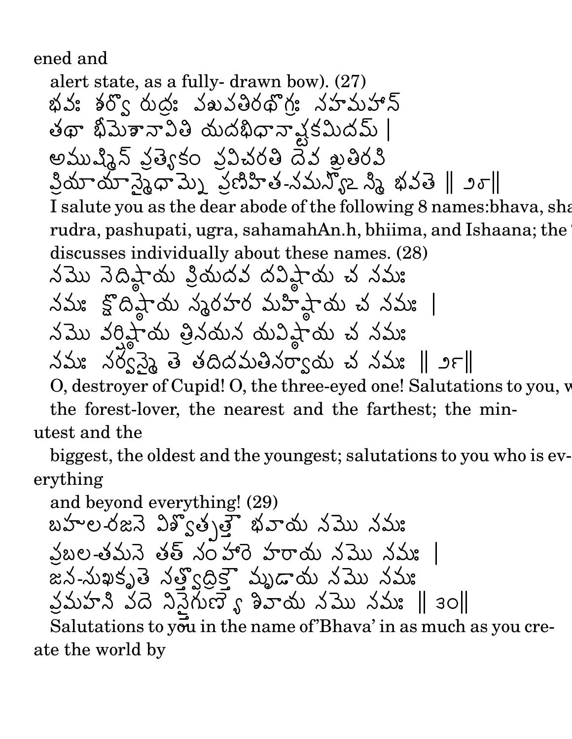ened and

alert state, as a fully- drawn bow). (27)

భవః శర్వో రుద్రః పశుపతిరథోగ్రః సహమహాన్
తథా భీమేశానావితి యదభిధానాష్టకమిదమ్ |
అముష్మిన్ ప్రత్యేకం ప్రవిచరతి దేవ శ్రుతిరపి
ప్రియాయాస్మైధామ్నే ప్రణిహిత-నమస్యోఽస్మి భవతే || ౨౮||

I salute you as the dear abode of the following 8 names:bhava, sha rudra, pashupati, ugra, sahamahAn.h, bhiima, and Ishaana; the discusses individually about these names. (28)

నమో నేదిష్ఠాయ ప్రియదవ దవిష్ఠాయ చ నమః
నమః క్షోదిష్ఠాయ స్మరహర మహిష్ఠాయ చ నమః |
నమో వర్షిష్ఠాయ త్రినయన యవిష్ఠాయ చ నమః
నమః సర్వస్మై తే తదిదమతిసర్వాయ చ నమః || ౨౯||

O, destroyer of Cupid! O, the three-eyed one! Salutations to you, the forest-lover, the nearest and the farthest; the minutest and the biggest, the oldest and the youngest; salutations to you who is everything and beyond everything! (29)

బహుల-రజసే విశ్వోత్పత్తౌ భవాయ నమో నమః
ప్రబల-తమసే తత్ సంహారే హరాయ నమో నమః |
జన-సుఖకృతే సత్త్వోద్రిక్తౌ మృడాయ నమో నమః
ప్రమహసి పదే నిస్త్రైగుణ్యే శివాయ నమో నమః || ౩౦||

Salutations to you in the name of'Bhava' in as much as you create the world by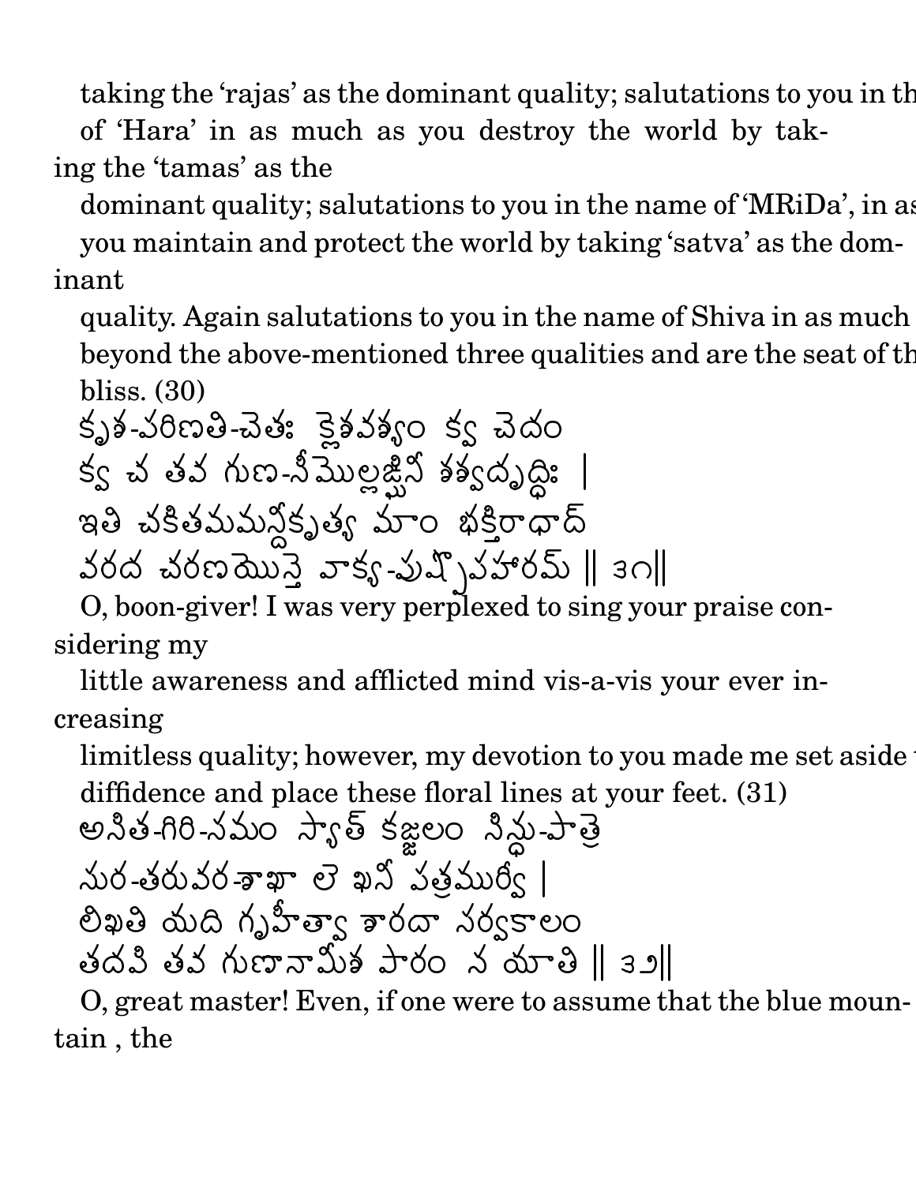taking the 'rajas' as the dominant quality; salutations to you in th
of 'Hara' in as much as you destroy the world by taking the 'tamas' as the
dominant quality; salutations to you in the name of 'MRiDa', in as
you maintain and protect the world by taking 'satva' as the dominant
quality. Again salutations to you in the name of Shiva in as much
beyond the above-mentioned three qualities and are the seat of th
bliss. (30)

కృశ-పరిణతి-చేతః క్లేశవశ్యం క్వ చేదం
క్వ చ తవ గుణ-సీమోల్లఙ్ఘినీ శశ్వదృద్ధిః |
ఇతి చకితమమన్దీకృత్య మాం భక్తిరాధాద్
వరద చరణయోస్తే వాక్య-పుష్పోపహారమ్ || ౩౧||

O, boon-giver! I was very perplexed to sing your praise considering my
little awareness and afflicted mind vis-a-vis your ever increasing
limitless quality; however, my devotion to you made me set aside
diffidence and place these floral lines at your feet. (31)

అసిత-గిరి-సమం స్యాత్ కజ్జలం సిన్ధు-పాత్రే
సుర-తరువర-శాఖా లేఖనీ పత్రముర్వీ |
లిఖతి యది గృహీత్వా శారదా సర్వకాలం
తదపి తవ గుణానామీశ పారం న యాతి || ౩౨||

O, great master! Even, if one were to assume that the blue mountain , the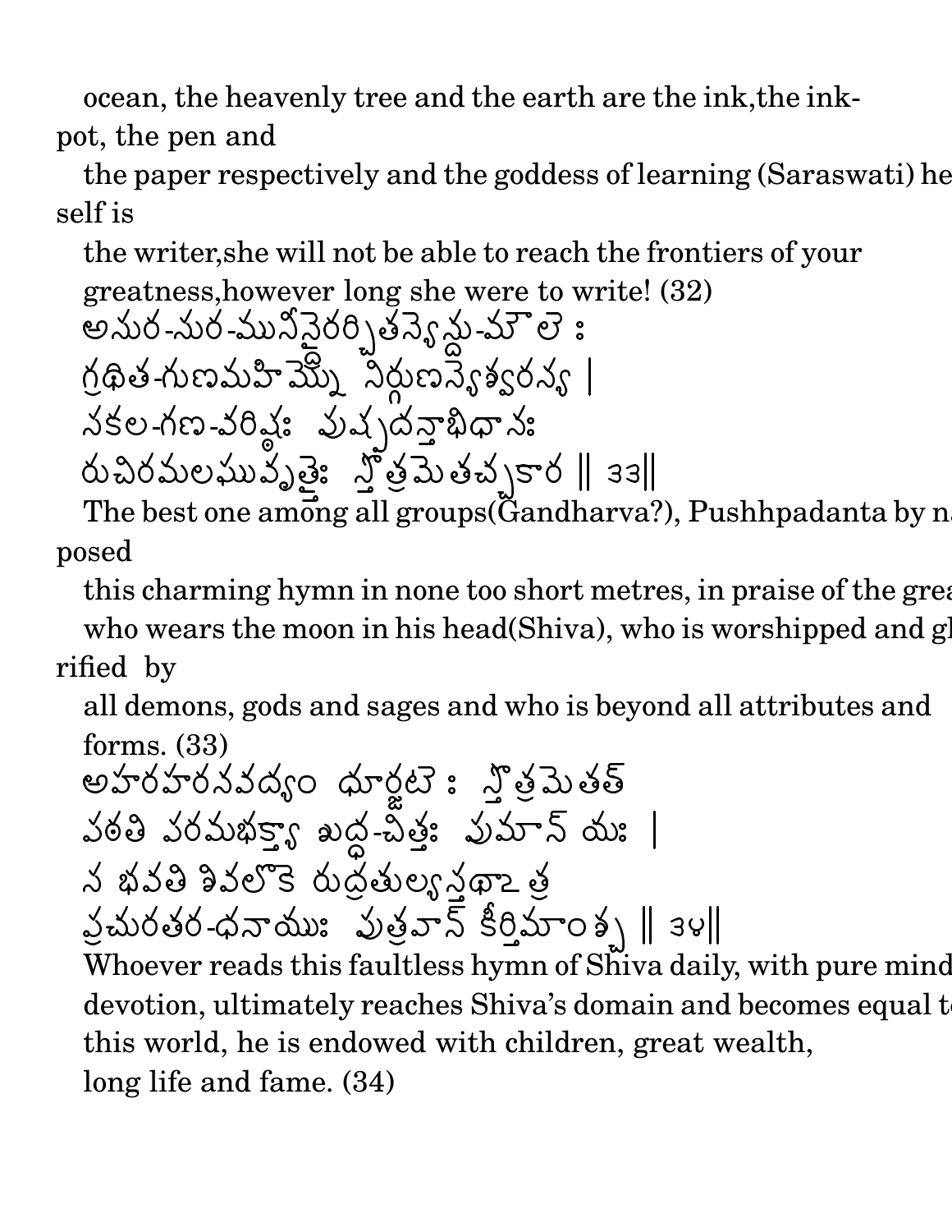ocean, the heavenly tree and the earth are the ink,the ink-pot, the pen and

the paper respectively and the goddess of learning (Saraswati) herself is

the writer,she will not be able to reach the frontiers of your greatness,however long she were to write! (32)

అసుర-సుర-మునీన్ద్రైరర్చితస్యేన్దు-మౌలే ః
గ్రథిత-గుణమహిమ్నో నిర్గుణస్యేశ్వరస్య |
సకల-గణ-వరిష్ఠః పుష్పదన్తాభిధానః
రుచిరమలఘువృత్తైః స్తోత్రమేతచ్చకార || ౩౩||

The best one among all groups(Gandharva?), Pushhpadanta by name, composed

this charming hymn in none too short metres, in praise of the great Lord who wears the moon in his head(Shiva), who is worshipped and glorified by

all demons, gods and sages and who is beyond all attributes and forms. (33)

అహరహరనవద్యం ధూర్జటే ః స్తోత్రమేతత్
పఠతి పరమభక్త్యా శుద్ధ-చిత్తః పుమాన్ యః |
స భవతి శివలోకే రుద్రతుల్యస్తథాఽత్ర
ప్రచురతర-ధనాయుః పుత్రవాన్ కీర్తిమాంశ్చ || ౩౪||

Whoever reads this faultless hymn of Shiva daily, with pure mind and devotion, ultimately reaches Shiva's domain and becomes equal to Him. In this world, he is endowed with children, great wealth,

long life and fame. (34)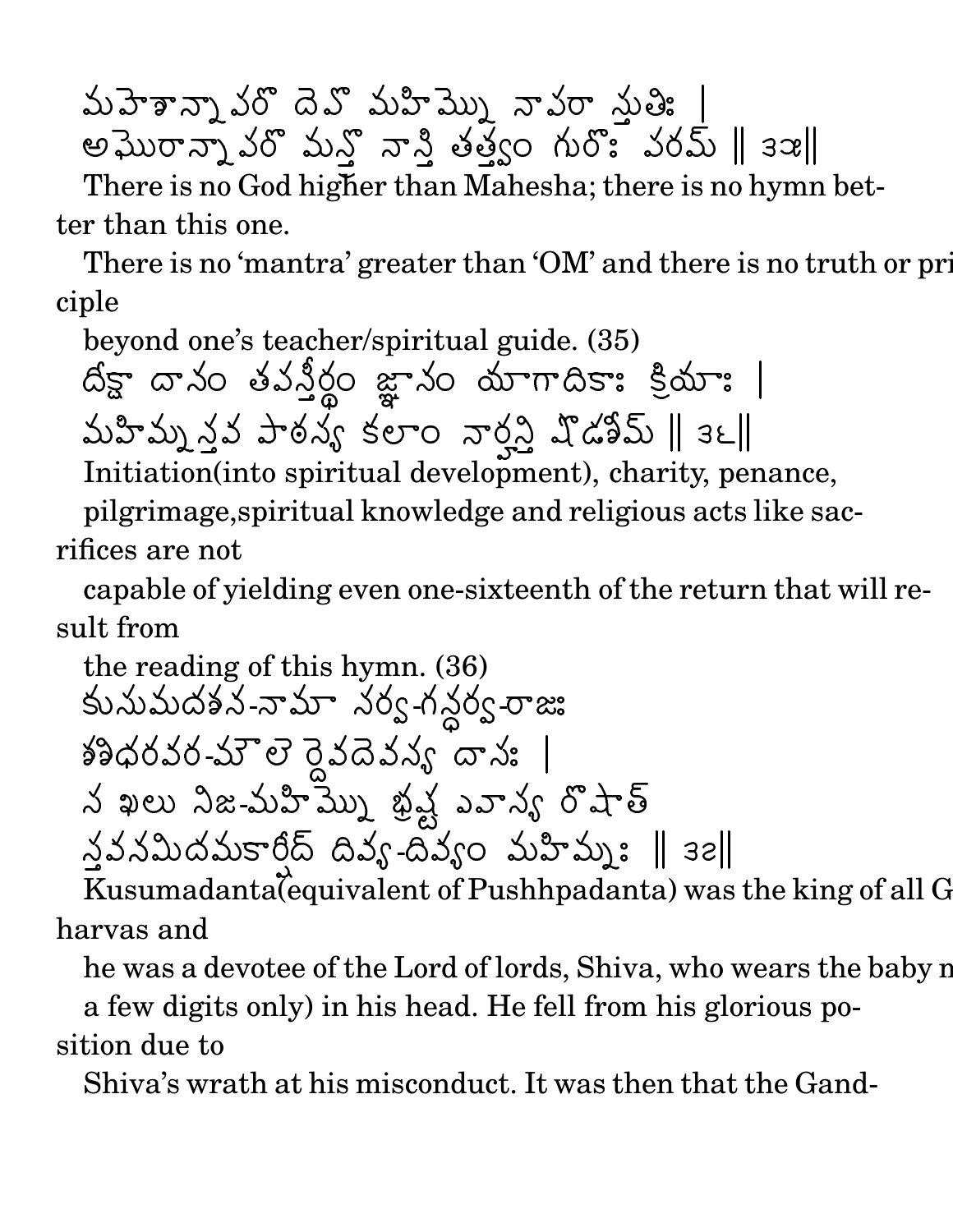మహెశాన్నాపరొ దెవొ మహిమ్నొ నాపరా స్తుతిః |
అఘొరాన్నాపరొ మన్త్రొ నాస్తి తత్త్వం గురొః పరమ్ || ౩౫||

There is no God higher than Mahesha; there is no hymn better than this one.

There is no 'mantra' greater than 'OM' and there is no truth or pri ciple

beyond one's teacher/spiritual guide. (35)

దీక్షా దానం తపస్తీర్థం జ్ఞానం యాగాదికాః క్రియాః |
మహిమ్నస్తవ పాఠస్య కలాం నార్హన్తి షొడశీమ్ || ౩౬||

Initiation(into spiritual development), charity, penance,

pilgrimage,spiritual knowledge and religious acts like sacrifices are not

capable of yielding even one-sixteenth of the return that will result from

the reading of this hymn. (36)

కుసుమదశన-నామా సర్వ-గన్ధర్వ-రాజః
శశిధరవర-మౌలె ర్దెవదెవస్య దాసః |
స ఖలు నిజ-మహిమ్నొ భ్రష్ట ఎవాస్య రొషాత్
స్తవనమిదమకార్షీద్ దివ్య-దివ్యం మహిమ్నః || ౩౭||

Kusumadanta(equivalent of Pushhpadanta) was the king of all G harvas and

he was a devotee of the Lord of lords, Shiva, who wears the baby n a few digits only) in his head. He fell from his glorious position due to

Shiva's wrath at his misconduct. It was then that the Gand-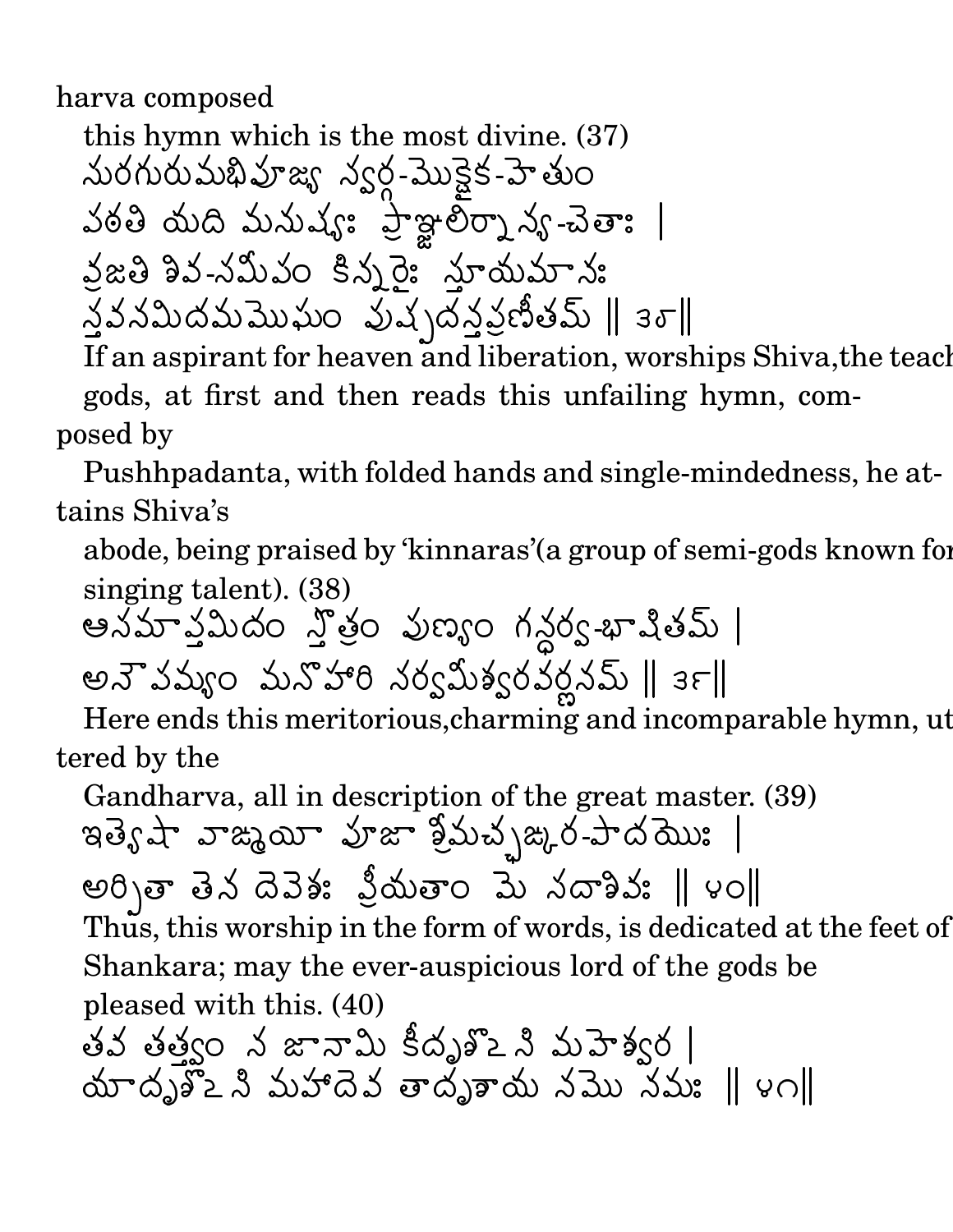harva composed

this hymn which is the most divine. (37)

సురగురుమభిపూజ్య స్వర్గ-మోక్షైక-హేతుం
పఠతి యది మనుష్యః ప్రాఞ్జలిర్నాన్య-చేతాః |
వ్రజతి శివ-సమీపం కిన్నరైః స్తూయమానః
స్తవనమిదమమోఘం పుష్పదన్తప్రణీతమ్ || ౩౮||

If an aspirant for heaven and liberation, worships Shiva,the teach
gods, at first and then reads this unfailing hymn, com-
posed by

Pushhpadanta, with folded hands and single-mindedness, he at-
tains Shiva's

abode, being praised by 'kinnaras'(a group of semi-gods known for
singing talent). (38)

ఆసమాప్తమిదం స్తోత్రం పుణ్యం గన్ధర్వ-భాషితమ్ |
అనౌపమ్యం మనోహారి సర్వమీశ్వరవర్ణనమ్ || ౩౯||

Here ends this meritorious,charming and incomparable hymn, ut
tered by the

Gandharva, all in description of the great master. (39)

ఇత్యేషా వాఙ్మయీ పూజా శ్రీమచ్ఛఙ్కర-పాదయోః |
అర్పితా తేన దేవేశః ప్రీయతాం మే సదాశివః || ౪౦||

Thus, this worship in the form of words, is dedicated at the feet of
Shankara; may the ever-auspicious lord of the gods be
pleased with this. (40)

తవ తత్త్వం న జానామి కీదృశోఽసి మహేశ్వర |
యాదృశోఽసి మహాదేవ తాదృశాయ నమో నమః || ౪౧||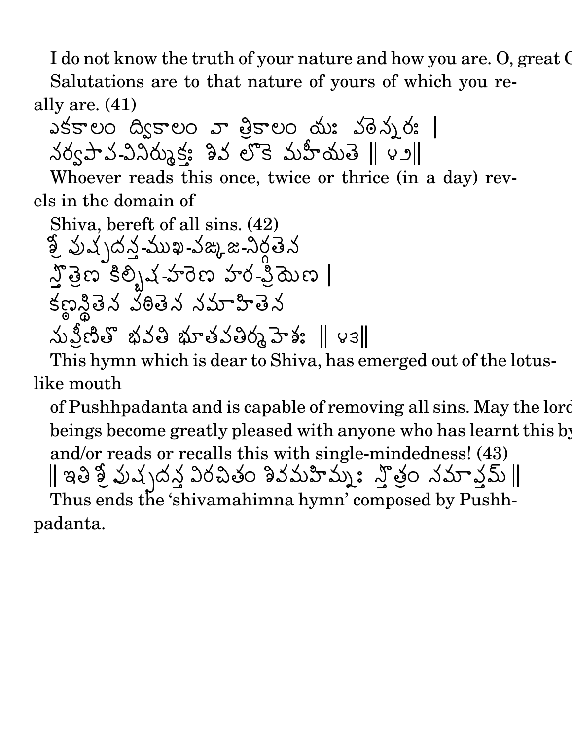I do not know the truth of your nature and how you are. O, great C

Salutations are to that nature of yours of which you really are. (41)

ఎకకాలం ద్వికాలం వా త్రికాలం యః పఠెన్నరః |
సర్వపాప-వినిర్ముక్తః శివ లొకె మహీయతె || ౪౨||

Whoever reads this once, twice or thrice (in a day) revels in the domain of

Shiva, bereft of all sins. (42)

శ్రీ పుష్పదన్త-ముఖ-పఙ్కజ-నిర్గతెన
స్తొత్రెణ కిల్బిష-హరెణ హర-ప్రియెణ |
కణ్ఠస్థితెన పఠితెన సమాహితెన
సుప్రీణితొ భవతి భూతపతిర్మహెశః || ౪౩||

This hymn which is dear to Shiva, has emerged out of the lotus-like mouth

of Pushhpadanta and is capable of removing all sins. May the lord beings become greatly pleased with anyone who has learnt this by and/or reads or recalls this with single-mindedness! (43)

|| ఇతి శ్రీ పుష్పదన్త విరచితం శివమహిమ్నః స్తొత్రం సమాప్తమ్ ||

Thus ends the 'shivamahimna hymn' composed by Pushhpadanta.